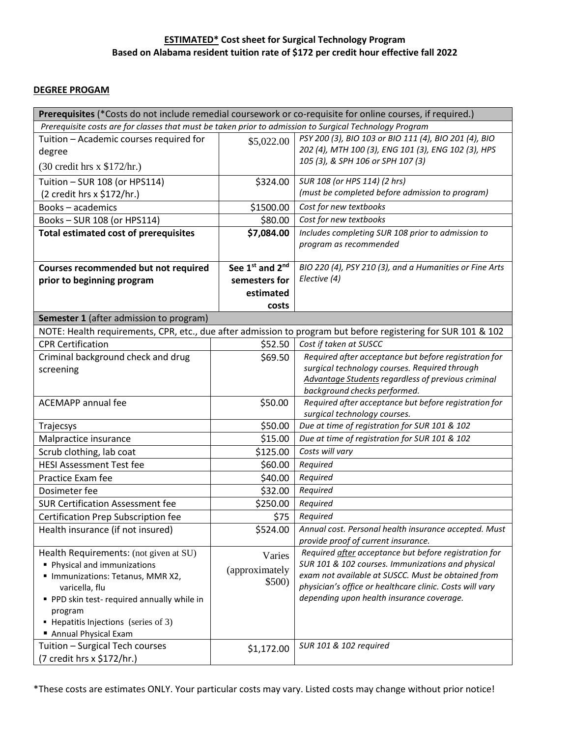**ESTIMATED* Cost sheet for Surgical Technology Program**
**Based on Alabama resident tuition rate of $172 per credit hour effective fall 2022**

**DEGREE PROGAM**

| **Prerequisites** (*Costs do not include remedial coursework or co-requisite for online courses, if required.) | | |
|---|---|---|
| *Prerequisite costs are for classes that must be taken prior to admission to Surgical Technology Program* | | |
| Tuition – Academic courses required for degree (30 credit hrs x $172/hr.) | $5,022.00 | *PSY 200 (3), BIO 103 or BIO 111 (4), BIO 201 (4), BIO 202 (4), MTH 100 (3), ENG 101 (3), ENG 102 (3), HPS 105 (3), & SPH 106 or SPH 107 (3)* |
| Tuition – SUR 108 (or HPS114) (2 credit hrs x $172/hr.) | $324.00 | *SUR 108 (or HPS 114) (2 hrs) (must be completed before admission to program)* |
| Books – academics | $1500.00 | *Cost for new textbooks* |
| Books – SUR 108 (or HPS114) | $80.00 | *Cost for new textbooks* |
| **Total estimated cost of prerequisites** | **$7,084.00** | *Includes completing SUR 108 prior to admission to program as recommended* |
| **Courses recommended but not required prior to beginning program** | **See 1st and 2nd semesters for estimated costs** | *BIO 220 (4), PSY 210 (3), and a Humanities or Fine Arts Elective (4)* |
| **Semester 1** (after admission to program) | | |
| NOTE: Health requirements, CPR, etc., due after admission to program but before registering for SUR 101 & 102 | | |
| CPR Certification | $52.50 | *Cost if taken at SUSCC* |
| Criminal background check and drug screening | $69.50 | *Required after acceptance but before registration for surgical technology courses. Required through Advantage Students regardless of previous criminal background checks performed.* |
| ACEMAPP annual fee | $50.00 | *Required after acceptance but before registration for surgical technology courses.* |
| Trajecsys | $50.00 | *Due at time of registration for SUR 101 & 102* |
| Malpractice insurance | $15.00 | *Due at time of registration for SUR 101 & 102* |
| Scrub clothing, lab coat | $125.00 | *Costs will vary* |
| HESI Assessment Test fee | $60.00 | *Required* |
| Practice Exam fee | $40.00 | *Required* |
| Dosimeter fee | $32.00 | *Required* |
| SUR Certification Assessment fee | $250.00 | *Required* |
| Certification Prep Subscription fee | $75 | *Required* |
| Health insurance (if not insured) | $524.00 | *Annual cost. Personal health insurance accepted. Must provide proof of current insurance.* |
| Health Requirements: (not given at SU) <br>▪ Physical and immunizations <br>▪ Immunizations: Tetanus, MMR X2, varicella, flu <br>▪ PPD skin test- required annually while in program <br>▪ Hepatitis Injections (series of 3) <br>▪ Annual Physical Exam | Varies (approximately $500) | *Required after acceptance but before registration for SUR 101 & 102 courses. Immunizations and physical exam not available at SUSCC. Must be obtained from physician's office or healthcare clinic. Costs will vary depending upon health insurance coverage.* |
| Tuition – Surgical Tech courses (7 credit hrs x $172/hr.) | $1,172.00 | *SUR 101 & 102 required* |

*These costs are estimates ONLY. Your particular costs may vary. Listed costs may change without prior notice!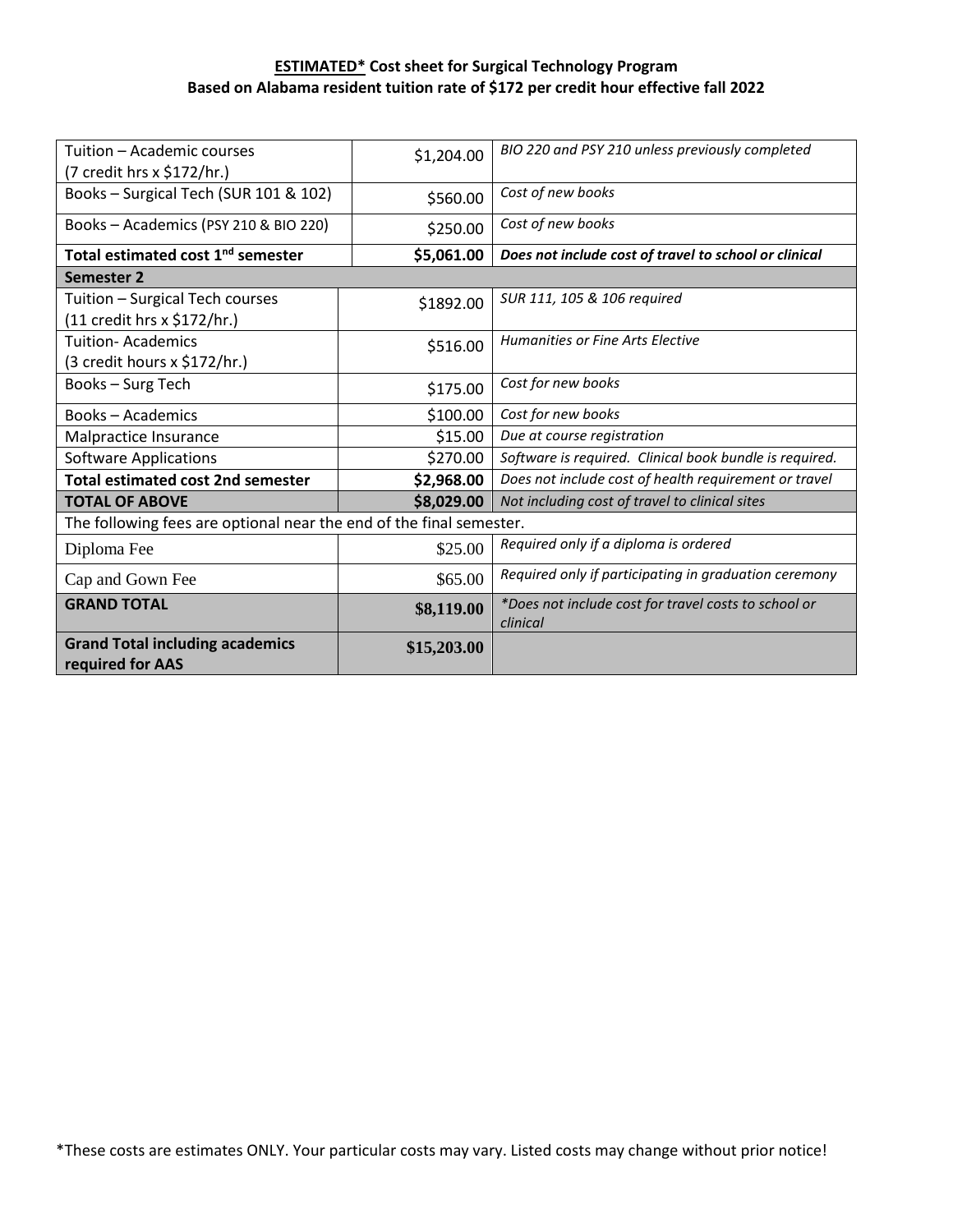**ESTIMATED* Cost sheet for Surgical Technology Program**
**Based on Alabama resident tuition rate of $172 per credit hour effective fall 2022**

| | | |
|---|---|---|
| Tuition – Academic courses (7 credit hrs x $172/hr.) | $1,204.00 | *BIO 220 and PSY 210 unless previously completed* |
| Books – Surgical Tech (SUR 101 & 102) | $560.00 | *Cost of new books* |
| Books – Academics (PSY 210 & BIO 220) | $250.00 | *Cost of new books* |
| **Total estimated cost 1st semester** | **$5,061.00** | ***Does not include cost of travel to school or clinical*** |
| **Semester 2** | | |
| Tuition – Surgical Tech courses (11 credit hrs x $172/hr.) | $1892.00 | *SUR 111, 105 & 106 required* |
| Tuition- Academics (3 credit hours x $172/hr.) | $516.00 | *Humanities or Fine Arts Elective* |
| Books – Surg Tech | $175.00 | *Cost for new books* |
| Books – Academics | $100.00 | *Cost for new books* |
| Malpractice Insurance | $15.00 | *Due at course registration* |
| Software Applications | $270.00 | *Software is required. Clinical book bundle is required.* |
| **Total estimated cost 2nd semester** | **$2,968.00** | *Does not include cost of health requirement or travel* |
| **TOTAL OF ABOVE** | **$8,029.00** | *Not including cost of travel to clinical sites* |
| The following fees are optional near the end of the final semester. | | |
| Diploma Fee | $25.00 | *Required only if a diploma is ordered* |
| Cap and Gown Fee | $65.00 | *Required only if participating in graduation ceremony* |
| **GRAND TOTAL** | **$8,119.00** | **Does not include cost for travel costs to school or clinical* |
| **Grand Total including academics required for AAS** | **$15,203.00** | |

*These costs are estimates ONLY. Your particular costs may vary. Listed costs may change without prior notice!